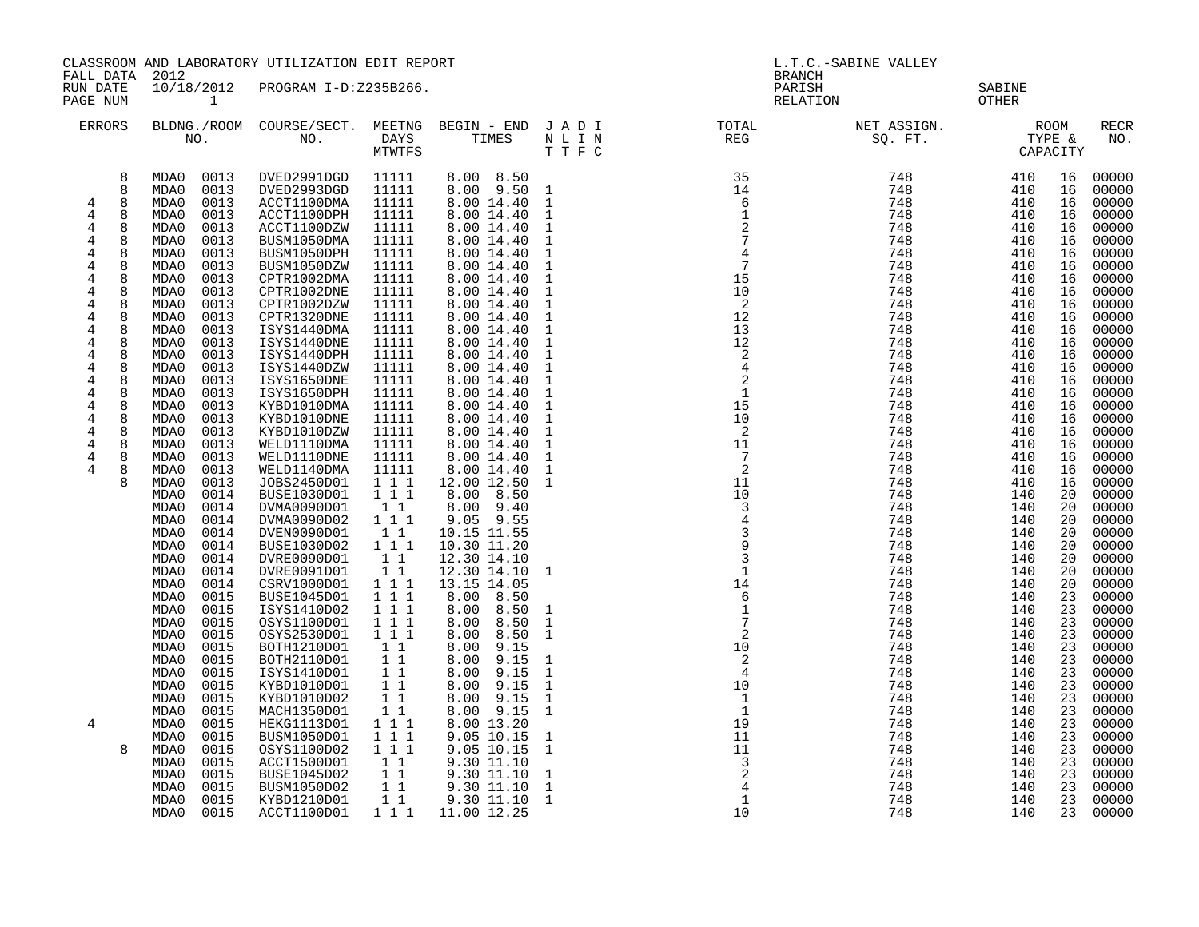CLASSROOM AND LABORATORY UTILIZATION EDIT REPORT
FALL DATA 2012
RUN DATE 10/18/2012 PROGRAM I-D:Z235B266.
PAGE NUM 1

L.T.C.-SABINE VALLEY
BRANCH
PARISH SABINE
RELATION OTHER

| ERRORS | | BLDNG./ROOM NO. | | COURSE/SECT. NO. | MEETNG DAYS MTWTFS | BEGIN - END TIMES | J A D I N L I N T T F C | TOTAL REG | NET ASSIGN. SQ. FT. | ROOM TYPE & CAPACITY | | RECR NO. |
|---|---|---|---|---|---|---|---|---|---|---|---|---|
| | 8 | MDA0 | 0013 | DVED2991DGD | 11111 | 8.00 8.50 | | 35 | 748 | 410 | 16 | 00000 |
| | 8 | MDA0 | 0013 | DVED2993DGD | 11111 | 8.00 9.50 | 1 | 14 | 748 | 410 | 16 | 00000 |
| 4 | 8 | MDA0 | 0013 | ACCT1100DMA | 11111 | 8.00 14.40 | 1 | 6 | 748 | 410 | 16 | 00000 |
| 4 | 8 | MDA0 | 0013 | ACCT1100DPH | 11111 | 8.00 14.40 | 1 | 1 | 748 | 410 | 16 | 00000 |
| 4 | 8 | MDA0 | 0013 | ACCT1100DZW | 11111 | 8.00 14.40 | 1 | 2 | 748 | 410 | 16 | 00000 |
| 4 | 8 | MDA0 | 0013 | BUSM1050DMA | 11111 | 8.00 14.40 | 1 | 7 | 748 | 410 | 16 | 00000 |
| 4 | 8 | MDA0 | 0013 | BUSM1050DPH | 11111 | 8.00 14.40 | 1 | 4 | 748 | 410 | 16 | 00000 |
| 4 | 8 | MDA0 | 0013 | BUSM1050DZW | 11111 | 8.00 14.40 | 1 | 7 | 748 | 410 | 16 | 00000 |
| 4 | 8 | MDA0 | 0013 | CPTR1002DMA | 11111 | 8.00 14.40 | 1 | 15 | 748 | 410 | 16 | 00000 |
| 4 | 8 | MDA0 | 0013 | CPTR1002DNE | 11111 | 8.00 14.40 | 1 | 10 | 748 | 410 | 16 | 00000 |
| 4 | 8 | MDA0 | 0013 | CPTR1002DZW | 11111 | 8.00 14.40 | 1 | 2 | 748 | 410 | 16 | 00000 |
| 4 | 8 | MDA0 | 0013 | CPTR1320DNE | 11111 | 8.00 14.40 | 1 | 12 | 748 | 410 | 16 | 00000 |
| 4 | 8 | MDA0 | 0013 | ISYS1440DMA | 11111 | 8.00 14.40 | 1 | 13 | 748 | 410 | 16 | 00000 |
| 4 | 8 | MDA0 | 0013 | ISYS1440DNE | 11111 | 8.00 14.40 | 1 | 12 | 748 | 410 | 16 | 00000 |
| 4 | 8 | MDA0 | 0013 | ISYS1440DPH | 11111 | 8.00 14.40 | 1 | 2 | 748 | 410 | 16 | 00000 |
| 4 | 8 | MDA0 | 0013 | ISYS1440DZW | 11111 | 8.00 14.40 | 1 | 4 | 748 | 410 | 16 | 00000 |
| 4 | 8 | MDA0 | 0013 | ISYS1650DNE | 11111 | 8.00 14.40 | 1 | 2 | 748 | 410 | 16 | 00000 |
| 4 | 8 | MDA0 | 0013 | ISYS1650DPH | 11111 | 8.00 14.40 | 1 | 1 | 748 | 410 | 16 | 00000 |
| 4 | 8 | MDA0 | 0013 | KYBD1010DMA | 11111 | 8.00 14.40 | 1 | 15 | 748 | 410 | 16 | 00000 |
| 4 | 8 | MDA0 | 0013 | KYBD1010DNE | 11111 | 8.00 14.40 | 1 | 10 | 748 | 410 | 16 | 00000 |
| 4 | 8 | MDA0 | 0013 | KYBD1010DZW | 11111 | 8.00 14.40 | 1 | 2 | 748 | 410 | 16 | 00000 |
| 4 | 8 | MDA0 | 0013 | WELD1110DMA | 11111 | 8.00 14.40 | 1 | 11 | 748 | 410 | 16 | 00000 |
| 4 | 8 | MDA0 | 0013 | WELD1110DNE | 11111 | 8.00 14.40 | 1 | 7 | 748 | 410 | 16 | 00000 |
| 4 | 8 | MDA0 | 0013 | WELD1140DMA | 11111 | 8.00 14.40 | 1 | 2 | 748 | 410 | 16 | 00000 |
| | 8 | MDA0 | 0013 | JOBS2450D01 | 1 1 1 | 12.00 12.50 | 1 | 11 | 748 | 410 | 16 | 00000 |
| | | MDA0 | 0014 | BUSE1030D01 | 1 1 1 | 8.00 8.50 | | 10 | 748 | 140 | 20 | 00000 |
| | | MDA0 | 0014 | DVMA0090D01 | 1 1 | 8.00 9.40 | | 3 | 748 | 140 | 20 | 00000 |
| | | MDA0 | 0014 | DVMA0090D02 | 1 1 1 | 9.05 9.55 | | 4 | 748 | 140 | 20 | 00000 |
| | | MDA0 | 0014 | DVEN0090D01 | 1 1 | 10.15 11.55 | | 3 | 748 | 140 | 20 | 00000 |
| | | MDA0 | 0014 | BUSE1030D02 | 1 1 1 | 10.30 11.20 | | 9 | 748 | 140 | 20 | 00000 |
| | | MDA0 | 0014 | DVRE0090D01 | 1 1 | 12.30 14.10 | | 3 | 748 | 140 | 20 | 00000 |
| | | MDA0 | 0014 | DVRE0091D01 | 1 1 | 12.30 14.10 | 1 | 1 | 748 | 140 | 20 | 00000 |
| | | MDA0 | 0014 | CSRV1000D01 | 1 1 1 | 13.15 14.05 | | 14 | 748 | 140 | 20 | 00000 |
| | | MDA0 | 0015 | BUSE1045D01 | 1 1 1 | 8.00 8.50 | | 6 | 748 | 140 | 23 | 00000 |
| | | MDA0 | 0015 | ISYS1410D02 | 1 1 1 | 8.00 8.50 | 1 | 1 | 748 | 140 | 23 | 00000 |
| | | MDA0 | 0015 | OSYS1100D01 | 1 1 1 | 8.00 8.50 | 1 | 7 | 748 | 140 | 23 | 00000 |
| | | MDA0 | 0015 | OSYS2530D01 | 1 1 1 | 8.00 8.50 | 1 | 2 | 748 | 140 | 23 | 00000 |
| | | MDA0 | 0015 | BOTH1210D01 | 1 1 | 8.00 9.15 | | 10 | 748 | 140 | 23 | 00000 |
| | | MDA0 | 0015 | BOTH2110D01 | 1 1 | 8.00 9.15 | 1 | 2 | 748 | 140 | 23 | 00000 |
| | | MDA0 | 0015 | ISYS1410D01 | 1 1 | 8.00 9.15 | 1 | 4 | 748 | 140 | 23 | 00000 |
| | | MDA0 | 0015 | KYBD1010D01 | 1 1 | 8.00 9.15 | 1 | 10 | 748 | 140 | 23 | 00000 |
| | | MDA0 | 0015 | KYBD1010D02 | 1 1 | 8.00 9.15 | 1 | 1 | 748 | 140 | 23 | 00000 |
| | | MDA0 | 0015 | MACH1350D01 | 1 1 | 8.00 9.15 | 1 | 1 | 748 | 140 | 23 | 00000 |
| 4 | | MDA0 | 0015 | HEKG1113D01 | 1 1 1 | 8.00 13.20 | | 19 | 748 | 140 | 23 | 00000 |
| | | MDA0 | 0015 | BUSM1050D01 | 1 1 1 | 9.05 10.15 | 1 | 11 | 748 | 140 | 23 | 00000 |
| | 8 | MDA0 | 0015 | OSYS1100D02 | 1 1 1 | 9.05 10.15 | 1 | 11 | 748 | 140 | 23 | 00000 |
| | | MDA0 | 0015 | ACCT1500D01 | 1 1 | 9.30 11.10 | | 3 | 748 | 140 | 23 | 00000 |
| | | MDA0 | 0015 | BUSE1045D02 | 1 1 | 9.30 11.10 | 1 | 2 | 748 | 140 | 23 | 00000 |
| | | MDA0 | 0015 | BUSM1050D02 | 1 1 | 9.30 11.10 | 1 | 4 | 748 | 140 | 23 | 00000 |
| | | MDA0 | 0015 | KYBD1210D01 | 1 1 | 9.30 11.10 | 1 | 1 | 748 | 140 | 23 | 00000 |
| | | MDA0 | 0015 | ACCT1100D01 | 1 1 1 | 11.00 12.25 | | 10 | 748 | 140 | 23 | 00000 |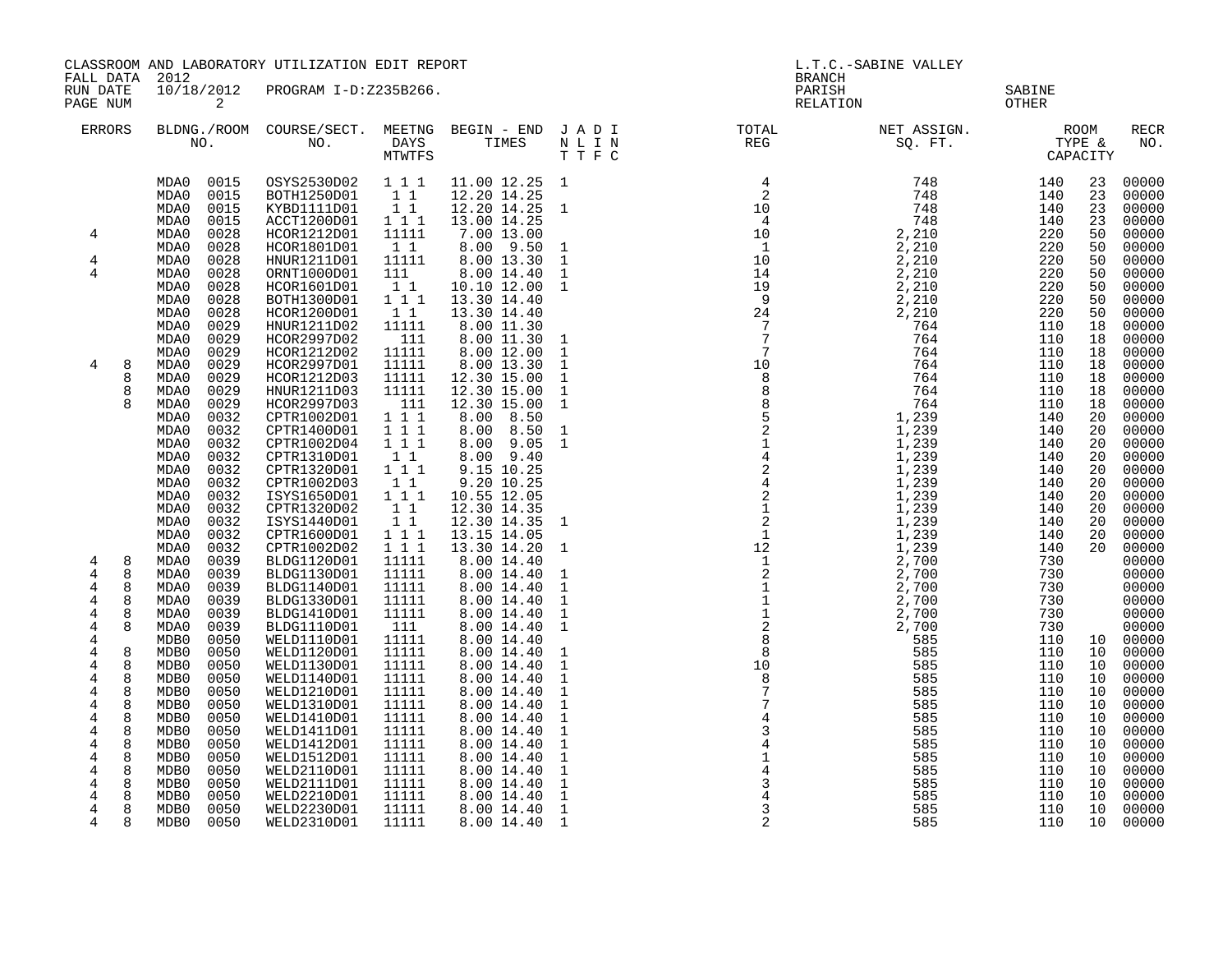CLASSROOM AND LABORATORY UTILIZATION EDIT REPORT
FALL DATA 2012
RUN DATE 10/18/2012 PROGRAM I-D:Z235B266.

L.T.C.-SABINE VALLEY
BRANCH
PARISH SABINE
RELATION OTHER

| ERRORS | | BLDNG./ROOM NO. | | COURSE/SECT. NO. | MEETNG DAYS MTWTFS | BEGIN - END TIMES | | J N T | A L T | D I F | I N C | TOTAL REG | NET ASSIGN. SQ. FT. | ROOM TYPE & CAPACITY | | RECR NO. |
|---|---|---|---|---|---|---|---|---|---|---|---|---|---|---|---|---|
| | | MDA0 | 0015 | OSYS2530D02 | 1 1 1 | 11.00 | 12.25 | 1 | | | | 4 | 748 | 140 | 23 | 00000 |
| | | MDA0 | 0015 | BOTH1250D01 | 1 1 | 12.20 | 14.25 | | | | | 2 | 748 | 140 | 23 | 00000 |
| | | MDA0 | 0015 | KYBD1111D01 | 1 1 | 12.20 | 14.25 | 1 | | | | 10 | 748 | 140 | 23 | 00000 |
| | | MDA0 | 0015 | ACCT1200D01 | 1 1 1 | 13.00 | 14.25 | | | | | 4 | 748 | 140 | 23 | 00000 |
| 4 | | MDA0 | 0028 | HCOR1212D01 | 11111 | 7.00 | 13.00 | | | | | 10 | 2,210 | 220 | 50 | 00000 |
| | | MDA0 | 0028 | HCOR1801D01 | 1 1 | 8.00 | 9.50 | 1 | | | | 1 | 2,210 | 220 | 50 | 00000 |
| 4 | | MDA0 | 0028 | HNUR1211D01 | 11111 | 8.00 | 13.30 | 1 | | | | 10 | 2,210 | 220 | 50 | 00000 |
| 4 | | MDA0 | 0028 | ORNT1000D01 | 111 | 8.00 | 14.40 | 1 | | | | 14 | 2,210 | 220 | 50 | 00000 |
| | | MDA0 | 0028 | HCOR1601D01 | 1 1 | 10.10 | 12.00 | 1 | | | | 19 | 2,210 | 220 | 50 | 00000 |
| | | MDA0 | 0028 | BOTH1300D01 | 1 1 1 | 13.30 | 14.40 | | | | | 9 | 2,210 | 220 | 50 | 00000 |
| | | MDA0 | 0028 | HCOR1200D01 | 1 1 | 13.30 | 14.40 | | | | | 24 | 2,210 | 220 | 50 | 00000 |
| | | MDA0 | 0029 | HNUR1211D02 | 11111 | 8.00 | 11.30 | | | | | 7 | 764 | 110 | 18 | 00000 |
| | | MDA0 | 0029 | HCOR2997D02 | 111 | 8.00 | 11.30 | 1 | | | | 7 | 764 | 110 | 18 | 00000 |
| | | MDA0 | 0029 | HCOR1212D02 | 11111 | 8.00 | 12.00 | 1 | | | | 7 | 764 | 110 | 18 | 00000 |
| 4 | 8 | MDA0 | 0029 | HCOR2997D01 | 11111 | 8.00 | 13.30 | 1 | | | | 10 | 764 | 110 | 18 | 00000 |
| | 8 | MDA0 | 0029 | HCOR1212D03 | 11111 | 12.30 | 15.00 | 1 | | | | 8 | 764 | 110 | 18 | 00000 |
| | 8 | MDA0 | 0029 | HNUR1211D03 | 11111 | 12.30 | 15.00 | 1 | | | | 8 | 764 | 110 | 18 | 00000 |
| | 8 | MDA0 | 0029 | HCOR2997D03 | 111 | 12.30 | 15.00 | 1 | | | | 8 | 764 | 110 | 18 | 00000 |
| | | MDA0 | 0032 | CPTR1002D01 | 1 1 1 | 8.00 | 8.50 | | | | | 5 | 1,239 | 140 | 20 | 00000 |
| | | MDA0 | 0032 | CPTR1400D01 | 1 1 1 | 8.00 | 8.50 | 1 | | | | 2 | 1,239 | 140 | 20 | 00000 |
| | | MDA0 | 0032 | CPTR1002D04 | 1 1 1 | 8.00 | 9.05 | 1 | | | | 1 | 1,239 | 140 | 20 | 00000 |
| | | MDA0 | 0032 | CPTR1310D01 | 1 1 | 8.00 | 9.40 | | | | | 4 | 1,239 | 140 | 20 | 00000 |
| | | MDA0 | 0032 | CPTR1320D01 | 1 1 1 | 9.15 | 10.25 | | | | | 2 | 1,239 | 140 | 20 | 00000 |
| | | MDA0 | 0032 | CPTR1002D03 | 1 1 | 9.20 | 10.25 | | | | | 4 | 1,239 | 140 | 20 | 00000 |
| | | MDA0 | 0032 | ISYS1650D01 | 1 1 1 | 10.55 | 12.05 | | | | | 2 | 1,239 | 140 | 20 | 00000 |
| | | MDA0 | 0032 | CPTR1320D02 | 1 1 | 12.30 | 14.35 | | | | | 1 | 1,239 | 140 | 20 | 00000 |
| | | MDA0 | 0032 | ISYS1440D01 | 1 1 | 12.30 | 14.35 | 1 | | | | 2 | 1,239 | 140 | 20 | 00000 |
| | | MDA0 | 0032 | CPTR1600D01 | 1 1 1 | 13.15 | 14.05 | | | | | 1 | 1,239 | 140 | 20 | 00000 |
| | | MDA0 | 0032 | CPTR1002D02 | 1 1 1 | 13.30 | 14.20 | 1 | | | | 12 | 1,239 | 140 | 20 | 00000 |
| 4 | 8 | MDA0 | 0039 | BLDG1120D01 | 11111 | 8.00 | 14.40 | | | | | 1 | 2,700 | 730 | | 00000 |
| 4 | 8 | MDA0 | 0039 | BLDG1130D01 | 11111 | 8.00 | 14.40 | 1 | | | | 2 | 2,700 | 730 | | 00000 |
| 4 | 8 | MDA0 | 0039 | BLDG1140D01 | 11111 | 8.00 | 14.40 | 1 | | | | 1 | 2,700 | 730 | | 00000 |
| 4 | 8 | MDA0 | 0039 | BLDG1330D01 | 11111 | 8.00 | 14.40 | 1 | | | | 1 | 2,700 | 730 | | 00000 |
| 4 | 8 | MDA0 | 0039 | BLDG1410D01 | 11111 | 8.00 | 14.40 | 1 | | | | 1 | 2,700 | 730 | | 00000 |
| 4 | 8 | MDA0 | 0039 | BLDG1110D01 | 111 | 8.00 | 14.40 | 1 | | | | 2 | 2,700 | 730 | | 00000 |
| 4 | | MDB0 | 0050 | WELD1110D01 | 11111 | 8.00 | 14.40 | | | | | 8 | 585 | 110 | 10 | 00000 |
| 4 | 8 | MDB0 | 0050 | WELD1120D01 | 11111 | 8.00 | 14.40 | 1 | | | | 8 | 585 | 110 | 10 | 00000 |
| 4 | 8 | MDB0 | 0050 | WELD1130D01 | 11111 | 8.00 | 14.40 | 1 | | | | 10 | 585 | 110 | 10 | 00000 |
| 4 | 8 | MDB0 | 0050 | WELD1140D01 | 11111 | 8.00 | 14.40 | 1 | | | | 8 | 585 | 110 | 10 | 00000 |
| 4 | 8 | MDB0 | 0050 | WELD1210D01 | 11111 | 8.00 | 14.40 | 1 | | | | 7 | 585 | 110 | 10 | 00000 |
| 4 | 8 | MDB0 | 0050 | WELD1310D01 | 11111 | 8.00 | 14.40 | 1 | | | | 7 | 585 | 110 | 10 | 00000 |
| 4 | 8 | MDB0 | 0050 | WELD1410D01 | 11111 | 8.00 | 14.40 | 1 | | | | 4 | 585 | 110 | 10 | 00000 |
| 4 | 8 | MDB0 | 0050 | WELD1411D01 | 11111 | 8.00 | 14.40 | 1 | | | | 3 | 585 | 110 | 10 | 00000 |
| 4 | 8 | MDB0 | 0050 | WELD1412D01 | 11111 | 8.00 | 14.40 | 1 | | | | 4 | 585 | 110 | 10 | 00000 |
| 4 | 8 | MDB0 | 0050 | WELD1512D01 | 11111 | 8.00 | 14.40 | 1 | | | | 1 | 585 | 110 | 10 | 00000 |
| 4 | 8 | MDB0 | 0050 | WELD2110D01 | 11111 | 8.00 | 14.40 | 1 | | | | 4 | 585 | 110 | 10 | 00000 |
| 4 | 8 | MDB0 | 0050 | WELD2111D01 | 11111 | 8.00 | 14.40 | 1 | | | | 3 | 585 | 110 | 10 | 00000 |
| 4 | 8 | MDB0 | 0050 | WELD2210D01 | 11111 | 8.00 | 14.40 | 1 | | | | 4 | 585 | 110 | 10 | 00000 |
| 4 | 8 | MDB0 | 0050 | WELD2230D01 | 11111 | 8.00 | 14.40 | 1 | | | | 3 | 585 | 110 | 10 | 00000 |
| 4 | 8 | MDB0 | 0050 | WELD2310D01 | 11111 | 8.00 | 14.40 | 1 | | | | 2 | 585 | 110 | 10 | 00000 |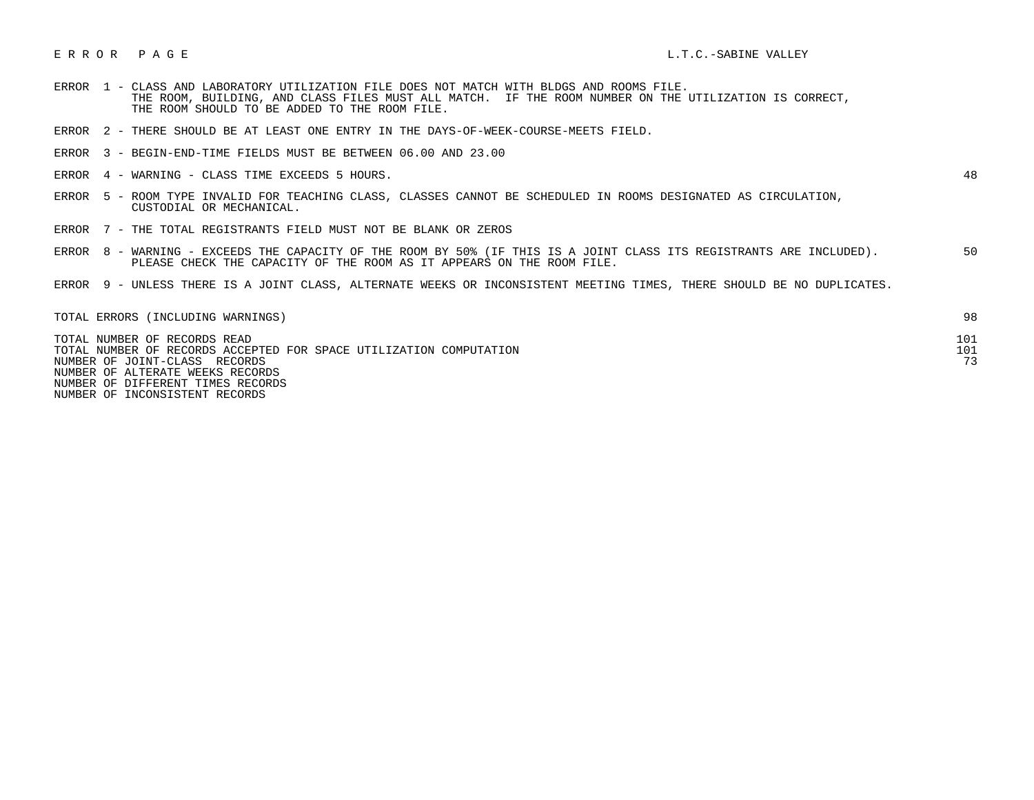E R R O R   P A G E  L.T.C.-SABINE VALLEY

| Error | Description | Count |
|---|---|---|
| ERROR 1 | CLASS AND LABORATORY UTILIZATION FILE DOES NOT MATCH WITH BLDGS AND ROOMS FILE. THE ROOM, BUILDING, AND CLASS FILES MUST ALL MATCH. IF THE ROOM NUMBER ON THE UTILIZATION IS CORRECT, THE ROOM SHOULD TO BE ADDED TO THE ROOM FILE. | |
| ERROR 2 | THERE SHOULD BE AT LEAST ONE ENTRY IN THE DAYS-OF-WEEK-COURSE-MEETS FIELD. | |
| ERROR 3 | BEGIN-END-TIME FIELDS MUST BE BETWEEN 06.00 AND 23.00 | |
| ERROR 4 | WARNING - CLASS TIME EXCEEDS 5 HOURS. | 48 |
| ERROR 5 | ROOM TYPE INVALID FOR TEACHING CLASS, CLASSES CANNOT BE SCHEDULED IN ROOMS DESIGNATED AS CIRCULATION, CUSTODIAL OR MECHANICAL. | |
| ERROR 7 | THE TOTAL REGISTRANTS FIELD MUST NOT BE BLANK OR ZEROS | |
| ERROR 8 | WARNING - EXCEEDS THE CAPACITY OF THE ROOM BY 50% (IF THIS IS A JOINT CLASS ITS REGISTRANTS ARE INCLUDED). PLEASE CHECK THE CAPACITY OF THE ROOM AS IT APPEARS ON THE ROOM FILE. | 50 |
| ERROR 9 | UNLESS THERE IS A JOINT CLASS, ALTERNATE WEEKS OR INCONSISTENT MEETING TIMES, THERE SHOULD BE NO DUPLICATES. | |

| Summary | Count |
|---|---|
| TOTAL ERRORS (INCLUDING WARNINGS) | 98 |
| TOTAL NUMBER OF RECORDS READ | 101 |
| TOTAL NUMBER OF RECORDS ACCEPTED FOR SPACE UTILIZATION COMPUTATION | 101 |
| NUMBER OF JOINT-CLASS RECORDS | 73 |
| NUMBER OF ALTERATE WEEKS RECORDS | |
| NUMBER OF DIFFERENT TIMES RECORDS | |
| NUMBER OF INCONSISTENT RECORDS | |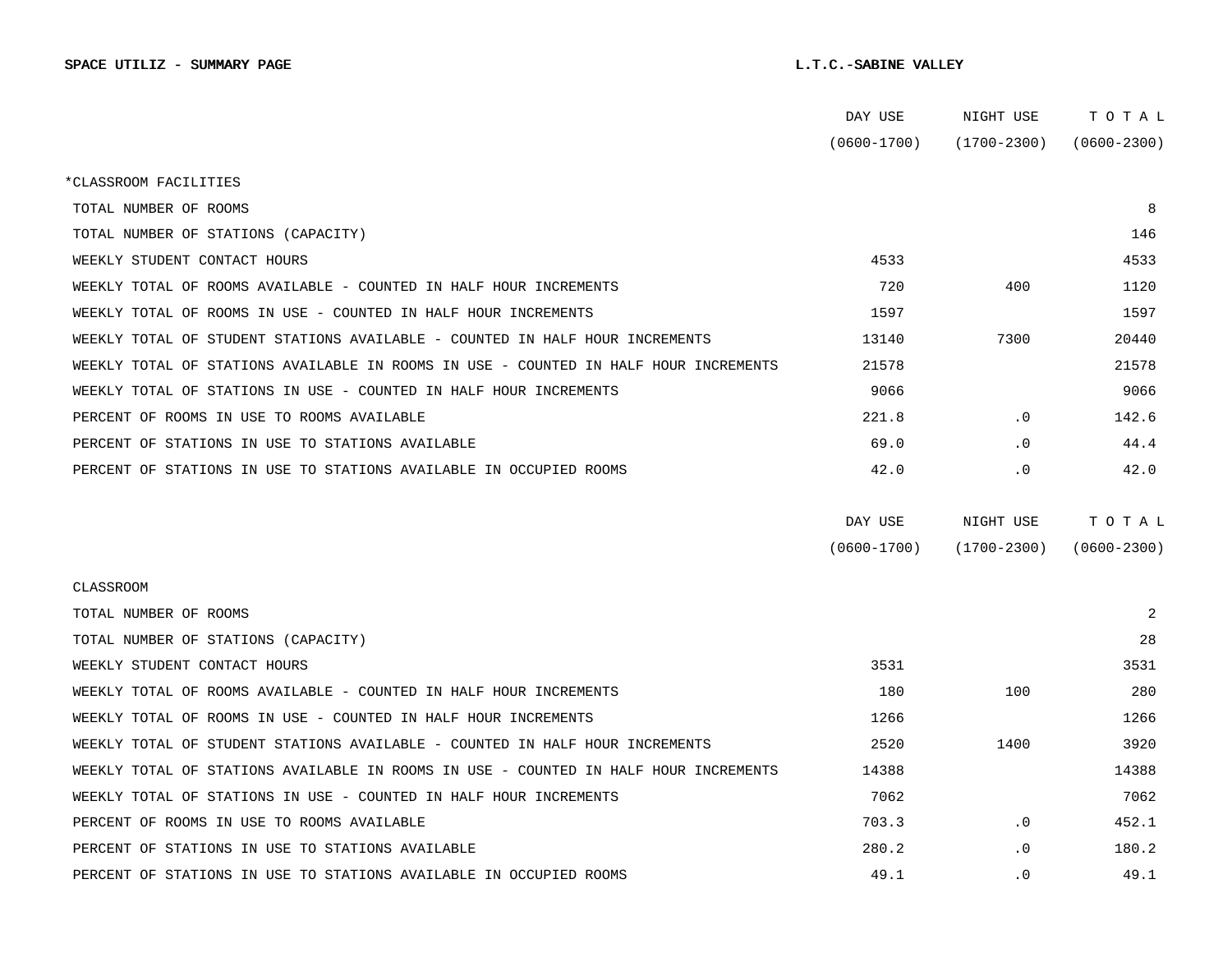**SPACE UTILIZ - SUMMARY PAGE** **L.T.C.-SABINE VALLEY**

| | DAY USE (0600-1700) | NIGHT USE (1700-2300) | T O T A L (0600-2300) |
|---|---|---|---|
| *CLASSROOM FACILITIES | | | |
| TOTAL NUMBER OF ROOMS | | | 8 |
| TOTAL NUMBER OF STATIONS (CAPACITY) | | | 146 |
| WEEKLY STUDENT CONTACT HOURS | 4533 | | 4533 |
| WEEKLY TOTAL OF ROOMS AVAILABLE - COUNTED IN HALF HOUR INCREMENTS | 720 | 400 | 1120 |
| WEEKLY TOTAL OF ROOMS IN USE - COUNTED IN HALF HOUR INCREMENTS | 1597 | | 1597 |
| WEEKLY TOTAL OF STUDENT STATIONS AVAILABLE - COUNTED IN HALF HOUR INCREMENTS | 13140 | 7300 | 20440 |
| WEEKLY TOTAL OF STATIONS AVAILABLE IN ROOMS IN USE - COUNTED IN HALF HOUR INCREMENTS | 21578 | | 21578 |
| WEEKLY TOTAL OF STATIONS IN USE - COUNTED IN HALF HOUR INCREMENTS | 9066 | | 9066 |
| PERCENT OF ROOMS IN USE TO ROOMS AVAILABLE | 221.8 | .0 | 142.6 |
| PERCENT OF STATIONS IN USE TO STATIONS AVAILABLE | 69.0 | .0 | 44.4 |
| PERCENT OF STATIONS IN USE TO STATIONS AVAILABLE IN OCCUPIED ROOMS | 42.0 | .0 | 42.0 |

| | DAY USE (0600-1700) | NIGHT USE (1700-2300) | T O T A L (0600-2300) |
|---|---|---|---|
| CLASSROOM | | | |
| TOTAL NUMBER OF ROOMS | | | 2 |
| TOTAL NUMBER OF STATIONS (CAPACITY) | | | 28 |
| WEEKLY STUDENT CONTACT HOURS | 3531 | | 3531 |
| WEEKLY TOTAL OF ROOMS AVAILABLE - COUNTED IN HALF HOUR INCREMENTS | 180 | 100 | 280 |
| WEEKLY TOTAL OF ROOMS IN USE - COUNTED IN HALF HOUR INCREMENTS | 1266 | | 1266 |
| WEEKLY TOTAL OF STUDENT STATIONS AVAILABLE - COUNTED IN HALF HOUR INCREMENTS | 2520 | 1400 | 3920 |
| WEEKLY TOTAL OF STATIONS AVAILABLE IN ROOMS IN USE - COUNTED IN HALF HOUR INCREMENTS | 14388 | | 14388 |
| WEEKLY TOTAL OF STATIONS IN USE - COUNTED IN HALF HOUR INCREMENTS | 7062 | | 7062 |
| PERCENT OF ROOMS IN USE TO ROOMS AVAILABLE | 703.3 | .0 | 452.1 |
| PERCENT OF STATIONS IN USE TO STATIONS AVAILABLE | 280.2 | .0 | 180.2 |
| PERCENT OF STATIONS IN USE TO STATIONS AVAILABLE IN OCCUPIED ROOMS | 49.1 | .0 | 49.1 |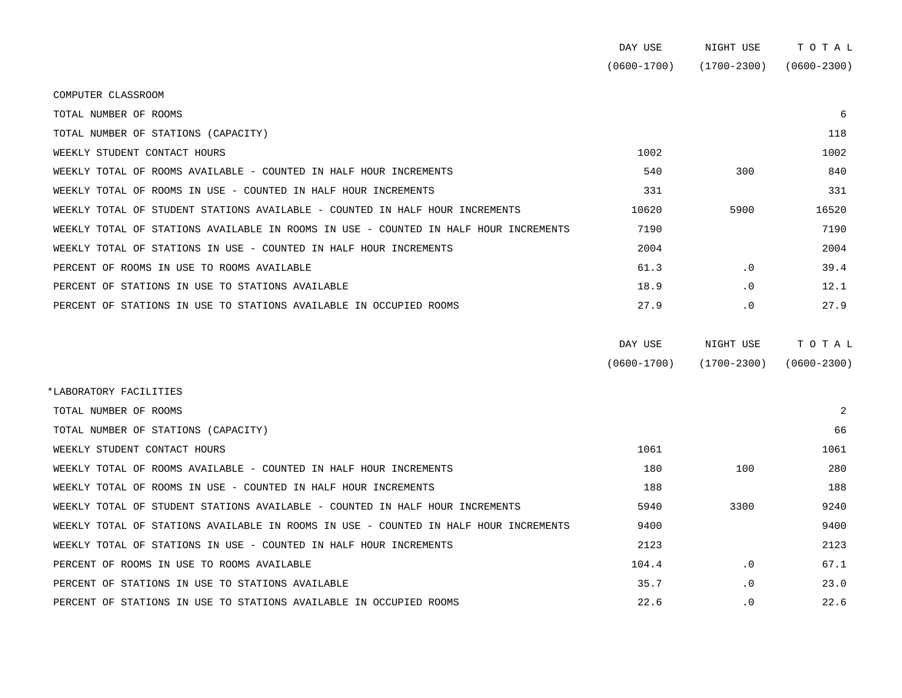| | DAY USE (0600-1700) | NIGHT USE (1700-2300) | T O T A L (0600-2300) |
|---|---|---|---|
| COMPUTER CLASSROOM | | | |
| TOTAL NUMBER OF ROOMS | | | 6 |
| TOTAL NUMBER OF STATIONS (CAPACITY) | | | 118 |
| WEEKLY STUDENT CONTACT HOURS | 1002 | | 1002 |
| WEEKLY TOTAL OF ROOMS AVAILABLE - COUNTED IN HALF HOUR INCREMENTS | 540 | 300 | 840 |
| WEEKLY TOTAL OF ROOMS IN USE - COUNTED IN HALF HOUR INCREMENTS | 331 | | 331 |
| WEEKLY TOTAL OF STUDENT STATIONS AVAILABLE - COUNTED IN HALF HOUR INCREMENTS | 10620 | 5900 | 16520 |
| WEEKLY TOTAL OF STATIONS AVAILABLE IN ROOMS IN USE - COUNTED IN HALF HOUR INCREMENTS | 7190 | | 7190 |
| WEEKLY TOTAL OF STATIONS IN USE - COUNTED IN HALF HOUR INCREMENTS | 2004 | | 2004 |
| PERCENT OF ROOMS IN USE TO ROOMS AVAILABLE | 61.3 | .0 | 39.4 |
| PERCENT OF STATIONS IN USE TO STATIONS AVAILABLE | 18.9 | .0 | 12.1 |
| PERCENT OF STATIONS IN USE TO STATIONS AVAILABLE IN OCCUPIED ROOMS | 27.9 | .0 | 27.9 |

| | DAY USE (0600-1700) | NIGHT USE (1700-2300) | T O T A L (0600-2300) |
|---|---|---|---|
| *LABORATORY FACILITIES | | | |
| TOTAL NUMBER OF ROOMS | | | 2 |
| TOTAL NUMBER OF STATIONS (CAPACITY) | | | 66 |
| WEEKLY STUDENT CONTACT HOURS | 1061 | | 1061 |
| WEEKLY TOTAL OF ROOMS AVAILABLE - COUNTED IN HALF HOUR INCREMENTS | 180 | 100 | 280 |
| WEEKLY TOTAL OF ROOMS IN USE - COUNTED IN HALF HOUR INCREMENTS | 188 | | 188 |
| WEEKLY TOTAL OF STUDENT STATIONS AVAILABLE - COUNTED IN HALF HOUR INCREMENTS | 5940 | 3300 | 9240 |
| WEEKLY TOTAL OF STATIONS AVAILABLE IN ROOMS IN USE - COUNTED IN HALF HOUR INCREMENTS | 9400 | | 9400 |
| WEEKLY TOTAL OF STATIONS IN USE - COUNTED IN HALF HOUR INCREMENTS | 2123 | | 2123 |
| PERCENT OF ROOMS IN USE TO ROOMS AVAILABLE | 104.4 | .0 | 67.1 |
| PERCENT OF STATIONS IN USE TO STATIONS AVAILABLE | 35.7 | .0 | 23.0 |
| PERCENT OF STATIONS IN USE TO STATIONS AVAILABLE IN OCCUPIED ROOMS | 22.6 | .0 | 22.6 |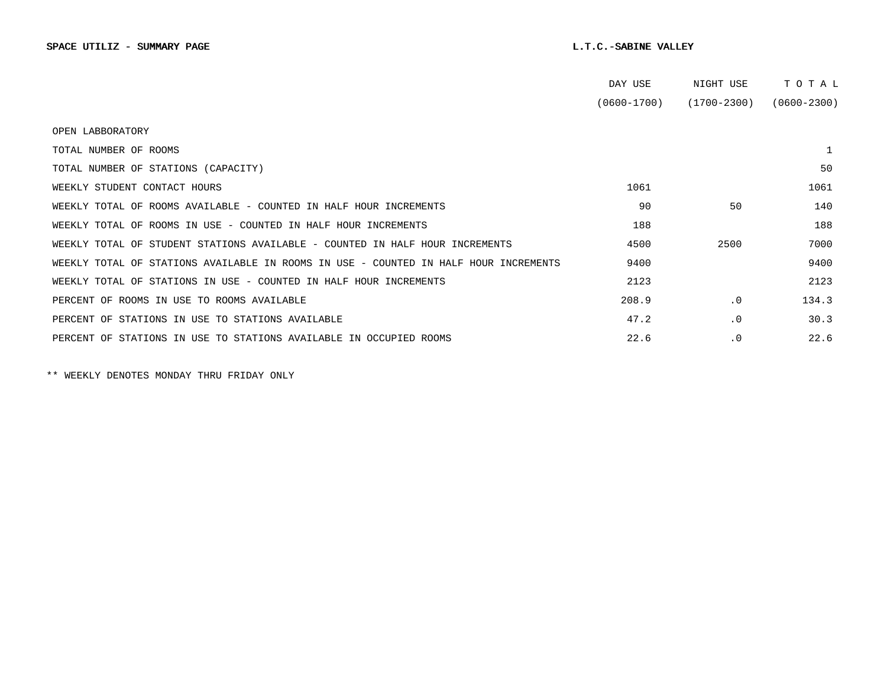**SPACE UTILIZ - SUMMARY PAGE** **L.T.C.-SABINE VALLEY**

| | DAY USE (0600-1700) | NIGHT USE (1700-2300) | T O T A L (0600-2300) |
|---|---|---|---|
| OPEN LABBORATORY | | | |
| TOTAL NUMBER OF ROOMS | | | 1 |
| TOTAL NUMBER OF STATIONS (CAPACITY) | | | 50 |
| WEEKLY STUDENT CONTACT HOURS | 1061 | | 1061 |
| WEEKLY TOTAL OF ROOMS AVAILABLE - COUNTED IN HALF HOUR INCREMENTS | 90 | 50 | 140 |
| WEEKLY TOTAL OF ROOMS IN USE - COUNTED IN HALF HOUR INCREMENTS | 188 | | 188 |
| WEEKLY TOTAL OF STUDENT STATIONS AVAILABLE - COUNTED IN HALF HOUR INCREMENTS | 4500 | 2500 | 7000 |
| WEEKLY TOTAL OF STATIONS AVAILABLE IN ROOMS IN USE - COUNTED IN HALF HOUR INCREMENTS | 9400 | | 9400 |
| WEEKLY TOTAL OF STATIONS IN USE - COUNTED IN HALF HOUR INCREMENTS | 2123 | | 2123 |
| PERCENT OF ROOMS IN USE TO ROOMS AVAILABLE | 208.9 | .0 | 134.3 |
| PERCENT OF STATIONS IN USE TO STATIONS AVAILABLE | 47.2 | .0 | 30.3 |
| PERCENT OF STATIONS IN USE TO STATIONS AVAILABLE IN OCCUPIED ROOMS | 22.6 | .0 | 22.6 |

** WEEKLY DENOTES MONDAY THRU FRIDAY ONLY